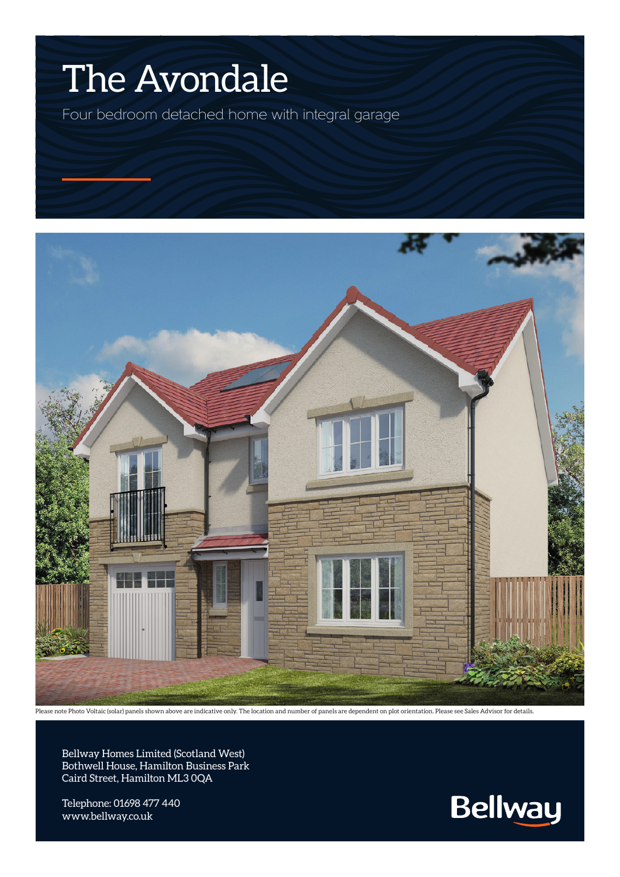# The Avondale

Four bedroom detached home with integral garage

Please note Photo Voltaic (solar) panels shown above are indicative only. The location and number of panels are dependent on plot orientation. Please see Sales Advisor for details.

Bellway Homes Limited (Scotland West)
Bothwell House, Hamilton Business Park
Caird Street, Hamilton ML3 0QA

Telephone: 01698 477 440
www.bellway.co.uk

Bellway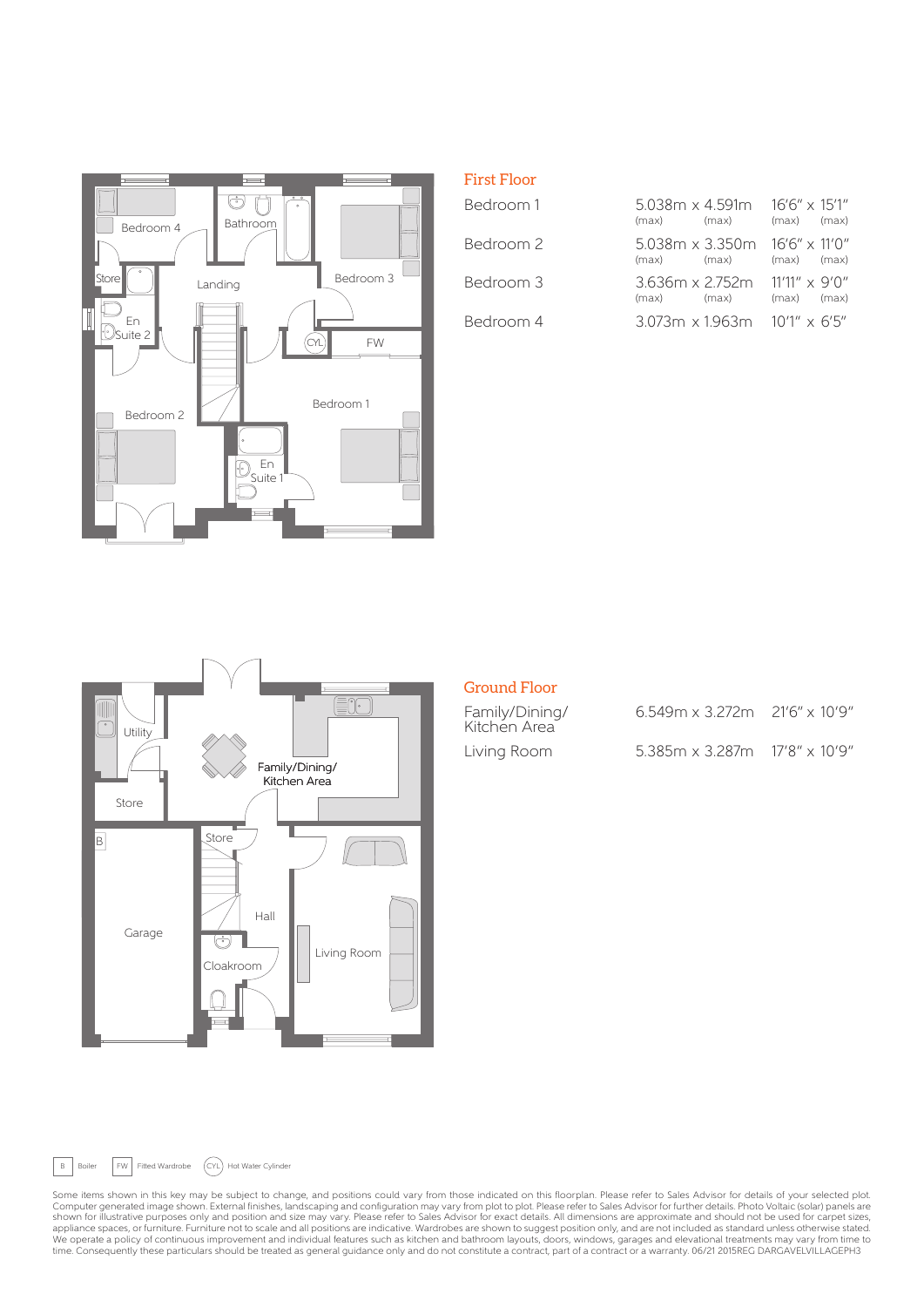## First Floor

| | | |
|---|---|---|
| Bedroom 1 | 5.038m x 4.591m (max) (max) | 16'6" x 15'1" (max) (max) |
| Bedroom 2 | 5.038m x 3.350m (max) (max) | 16'6" x 11'0" (max) (max) |
| Bedroom 3 | 3.636m x 2.752m (max) (max) | 11'11" x 9'0" (max) (max) |
| Bedroom 4 | 3.073m x 1.963m | 10'1" x 6'5" |

## Ground Floor

| | | |
|---|---|---|
| Family/Dining/ Kitchen Area | 6.549m x 3.272m | 21'6" x 10'9" |
| Living Room | 5.385m x 3.287m | 17'8" x 10'9" |

B Boiler FW Fitted Wardrobe CYL Hot Water Cylinder

Some items shown in this key may be subject to change, and positions could vary from those indicated on this floorplan. Please refer to Sales Advisor for details of your selected plot. Computer generated image shown. External finishes, landscaping and configuration may vary from plot to plot. Please refer to Sales Advisor for further details. Photo Voltaic (solar) panels are shown for illustrative purposes only and position and size may vary. Please refer to Sales Advisor for exact details. All dimensions are approximate and should not be used for carpet sizes, appliance spaces, or furniture. Furniture not to scale and all positions are indicative. Wardrobes are shown to suggest position only, and are not included as standard unless otherwise stated. We operate a policy of continuous improvement and individual features such as kitchen and bathroom layouts, doors, windows, garages and elevational treatments may vary from time to time. Consequently these particulars should be treated as general guidance only and do not constitute a contract, part of a contract or a warranty. 06/21 2015REG DARGAVELVILLAGEPH3